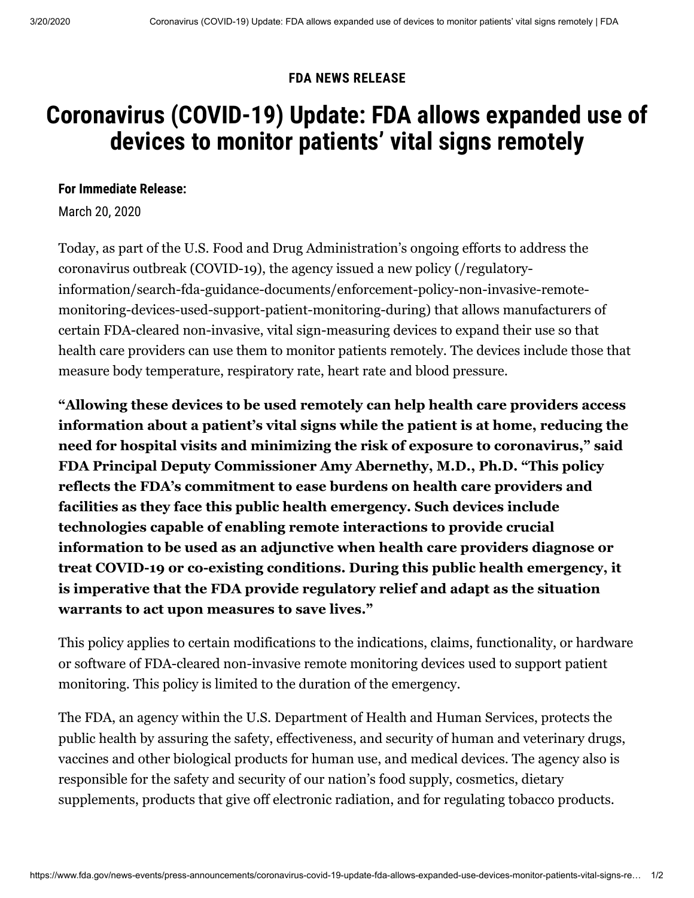**FDA NEWS RELEASE**

# Coronavirus (COVID-19) Update: FDA allows expanded use of devices to monitor patients' vital signs remotely

**For Immediate Release:**

March 20, 2020

Today, as part of the U.S. Food and Drug Administration's ongoing efforts to address the coronavirus outbreak (COVID-19), the agency issued a new policy (/regulatory-information/search-fda-guidance-documents/enforcement-policy-non-invasive-remote-monitoring-devices-used-support-patient-monitoring-during) that allows manufacturers of certain FDA-cleared non-invasive, vital sign-measuring devices to expand their use so that health care providers can use them to monitor patients remotely. The devices include those that measure body temperature, respiratory rate, heart rate and blood pressure.

**"Allowing these devices to be used remotely can help health care providers access information about a patient's vital signs while the patient is at home, reducing the need for hospital visits and minimizing the risk of exposure to coronavirus," said FDA Principal Deputy Commissioner Amy Abernethy, M.D., Ph.D. "This policy reflects the FDA's commitment to ease burdens on health care providers and facilities as they face this public health emergency. Such devices include technologies capable of enabling remote interactions to provide crucial information to be used as an adjunctive when health care providers diagnose or treat COVID-19 or co-existing conditions. During this public health emergency, it is imperative that the FDA provide regulatory relief and adapt as the situation warrants to act upon measures to save lives."**

This policy applies to certain modifications to the indications, claims, functionality, or hardware or software of FDA-cleared non-invasive remote monitoring devices used to support patient monitoring. This policy is limited to the duration of the emergency.

The FDA, an agency within the U.S. Department of Health and Human Services, protects the public health by assuring the safety, effectiveness, and security of human and veterinary drugs, vaccines and other biological products for human use, and medical devices. The agency also is responsible for the safety and security of our nation's food supply, cosmetics, dietary supplements, products that give off electronic radiation, and for regulating tobacco products.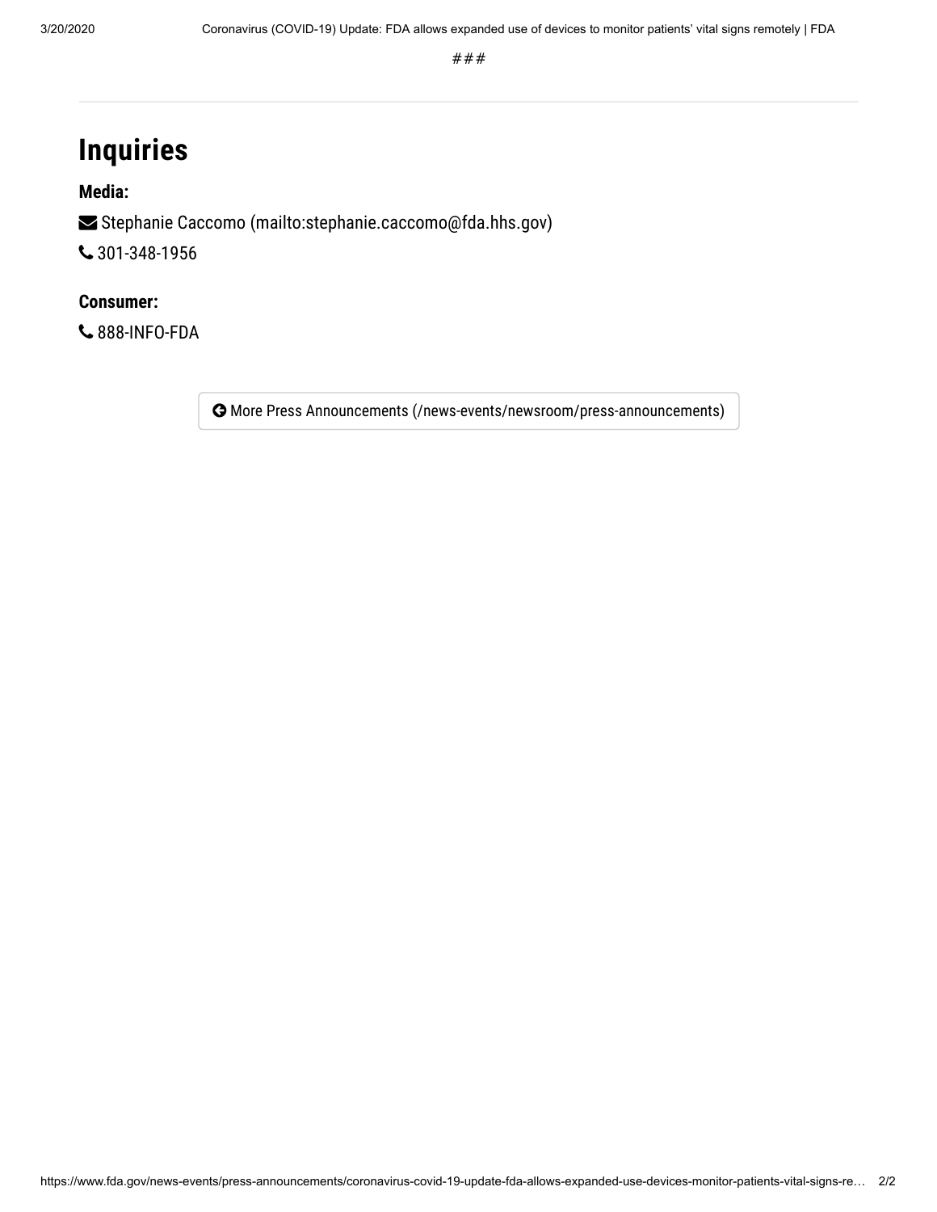###

## Inquiries

**Media:**

Stephanie Caccomo (mailto:stephanie.caccomo@fda.hhs.gov)

301-348-1956

**Consumer:**

888-INFO-FDA

More Press Announcements (/news-events/newsroom/press-announcements)